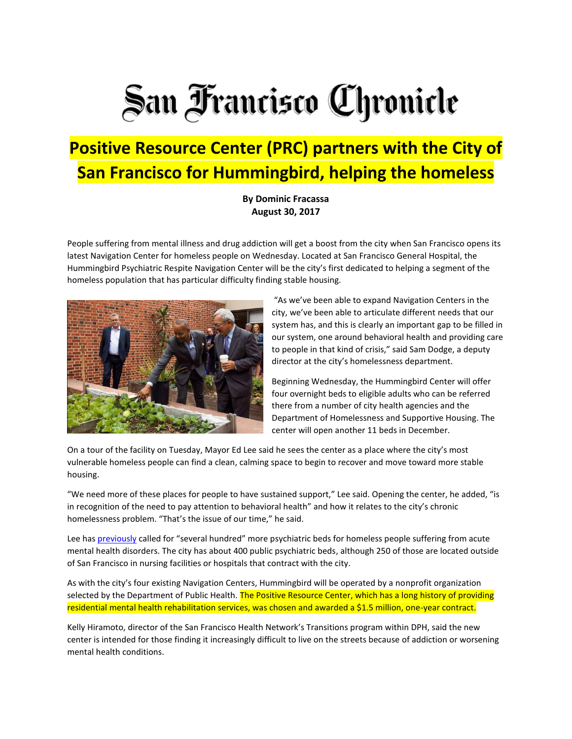San Francisco Chronicle

# Positive Resource Center (PRC) partners with the City of San Francisco for Hummingbird, helping the homeless

**By Dominic Fracassa**
**August 30, 2017**

People suffering from mental illness and drug addiction will get a boost from the city when San Francisco opens its latest Navigation Center for homeless people on Wednesday. Located at San Francisco General Hospital, the Hummingbird Psychiatric Respite Navigation Center will be the city's first dedicated to helping a segment of the homeless population that has particular difficulty finding stable housing.

"As we've been able to expand Navigation Centers in the city, we've been able to articulate different needs that our system has, and this is clearly an important gap to be filled in our system, one around behavioral health and providing care to people in that kind of crisis," said Sam Dodge, a deputy director at the city's homelessness department.

Beginning Wednesday, the Hummingbird Center will offer four overnight beds to eligible adults who can be referred there from a number of city health agencies and the Department of Homelessness and Supportive Housing. The center will open another 11 beds in December.

On a tour of the facility on Tuesday, Mayor Ed Lee said he sees the center as a place where the city's most vulnerable homeless people can find a clean, calming space to begin to recover and move toward more stable housing.

"We need more of these places for people to have sustained support," Lee said. Opening the center, he added, "is in recognition of the need to pay attention to behavioral health" and how it relates to the city's chronic homelessness problem. "That's the issue of our time," he said.

Lee has previously called for "several hundred" more psychiatric beds for homeless people suffering from acute mental health disorders. The city has about 400 public psychiatric beds, although 250 of those are located outside of San Francisco in nursing facilities or hospitals that contract with the city.

As with the city's four existing Navigation Centers, Hummingbird will be operated by a nonprofit organization selected by the Department of Public Health. The Positive Resource Center, which has a long history of providing residential mental health rehabilitation services, was chosen and awarded a $1.5 million, one-year contract.

Kelly Hiramoto, director of the San Francisco Health Network's Transitions program within DPH, said the new center is intended for those finding it increasingly difficult to live on the streets because of addiction or worsening mental health conditions.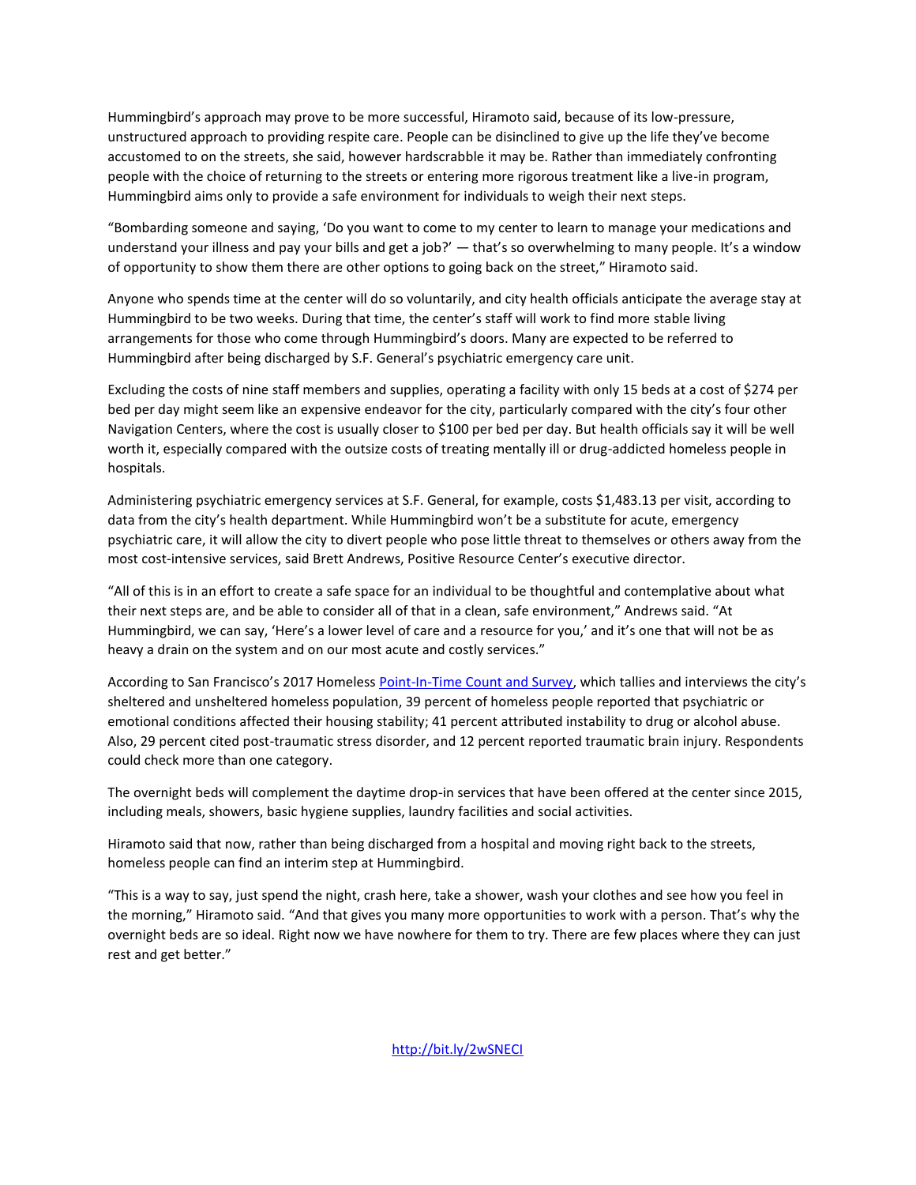Hummingbird's approach may prove to be more successful, Hiramoto said, because of its low-pressure, unstructured approach to providing respite care. People can be disinclined to give up the life they've become accustomed to on the streets, she said, however hardscrabble it may be. Rather than immediately confronting people with the choice of returning to the streets or entering more rigorous treatment like a live-in program, Hummingbird aims only to provide a safe environment for individuals to weigh their next steps.

"Bombarding someone and saying, 'Do you want to come to my center to learn to manage your medications and understand your illness and pay your bills and get a job?' — that's so overwhelming to many people. It's a window of opportunity to show them there are other options to going back on the street," Hiramoto said.

Anyone who spends time at the center will do so voluntarily, and city health officials anticipate the average stay at Hummingbird to be two weeks. During that time, the center's staff will work to find more stable living arrangements for those who come through Hummingbird's doors. Many are expected to be referred to Hummingbird after being discharged by S.F. General's psychiatric emergency care unit.

Excluding the costs of nine staff members and supplies, operating a facility with only 15 beds at a cost of $274 per bed per day might seem like an expensive endeavor for the city, particularly compared with the city's four other Navigation Centers, where the cost is usually closer to $100 per bed per day. But health officials say it will be well worth it, especially compared with the outsize costs of treating mentally ill or drug-addicted homeless people in hospitals.

Administering psychiatric emergency services at S.F. General, for example, costs $1,483.13 per visit, according to data from the city's health department. While Hummingbird won't be a substitute for acute, emergency psychiatric care, it will allow the city to divert people who pose little threat to themselves or others away from the most cost-intensive services, said Brett Andrews, Positive Resource Center's executive director.

"All of this is in an effort to create a safe space for an individual to be thoughtful and contemplative about what their next steps are, and be able to consider all of that in a clean, safe environment," Andrews said. "At Hummingbird, we can say, 'Here's a lower level of care and a resource for you,' and it's one that will not be as heavy a drain on the system and on our most acute and costly services."

According to San Francisco's 2017 Homeless [Point-In-Time Count and Survey](), which tallies and interviews the city's sheltered and unsheltered homeless population, 39 percent of homeless people reported that psychiatric or emotional conditions affected their housing stability; 41 percent attributed instability to drug or alcohol abuse. Also, 29 percent cited post-traumatic stress disorder, and 12 percent reported traumatic brain injury. Respondents could check more than one category.

The overnight beds will complement the daytime drop-in services that have been offered at the center since 2015, including meals, showers, basic hygiene supplies, laundry facilities and social activities.

Hiramoto said that now, rather than being discharged from a hospital and moving right back to the streets, homeless people can find an interim step at Hummingbird.

"This is a way to say, just spend the night, crash here, take a shower, wash your clothes and see how you feel in the morning," Hiramoto said. "And that gives you many more opportunities to work with a person. That's why the overnight beds are so ideal. Right now we have nowhere for them to try. There are few places where they can just rest and get better."

http://bit.ly/2wSNECI